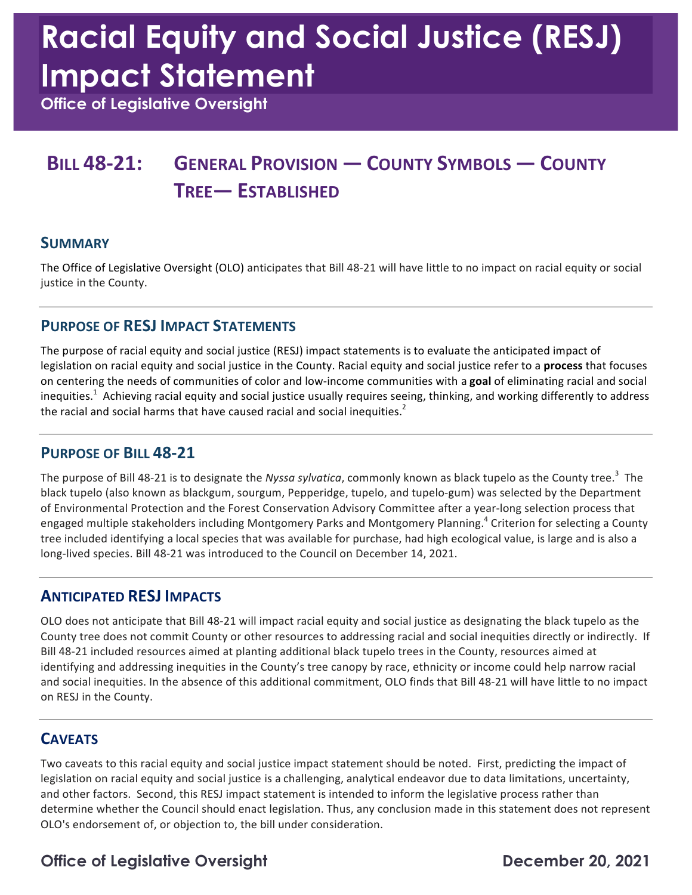# Racial Equity and Social Justice (RESJ) Impact Statement

**Office of Legislative Oversight**

## Bill 48-21: General Provision — County Symbols — County Tree— Established

### Summary

The Office of Legislative Oversight (OLO) anticipates that Bill 48-21 will have little to no impact on racial equity or social justice in the County.

### Purpose of RESJ Impact Statements

The purpose of racial equity and social justice (RESJ) impact statements is to evaluate the anticipated impact of legislation on racial equity and social justice in the County. Racial equity and social justice refer to a **process** that focuses on centering the needs of communities of color and low-income communities with a **goal** of eliminating racial and social inequities.[1] Achieving racial equity and social justice usually requires seeing, thinking, and working differently to address the racial and social harms that have caused racial and social inequities.[2]

### Purpose of Bill 48-21

The purpose of Bill 48-21 is to designate the *Nyssa sylvatica*, commonly known as black tupelo as the County tree.[3] The black tupelo (also known as blackgum, sourgum, Pepperidge, tupelo, and tupelo-gum) was selected by the Department of Environmental Protection and the Forest Conservation Advisory Committee after a year-long selection process that engaged multiple stakeholders including Montgomery Parks and Montgomery Planning.[4] Criterion for selecting a County tree included identifying a local species that was available for purchase, had high ecological value, is large and is also a long-lived species. Bill 48-21 was introduced to the Council on December 14, 2021.

### Anticipated RESJ Impacts

OLO does not anticipate that Bill 48-21 will impact racial equity and social justice as designating the black tupelo as the County tree does not commit County or other resources to addressing racial and social inequities directly or indirectly. If Bill 48-21 included resources aimed at planting additional black tupelo trees in the County, resources aimed at identifying and addressing inequities in the County's tree canopy by race, ethnicity or income could help narrow racial and social inequities. In the absence of this additional commitment, OLO finds that Bill 48-21 will have little to no impact on RESJ in the County.

### Caveats

Two caveats to this racial equity and social justice impact statement should be noted. First, predicting the impact of legislation on racial equity and social justice is a challenging, analytical endeavor due to data limitations, uncertainty, and other factors. Second, this RESJ impact statement is intended to inform the legislative process rather than determine whether the Council should enact legislation. Thus, any conclusion made in this statement does not represent OLO's endorsement of, or objection to, the bill under consideration.

**Office of Legislative Oversight** **December 20, 2021**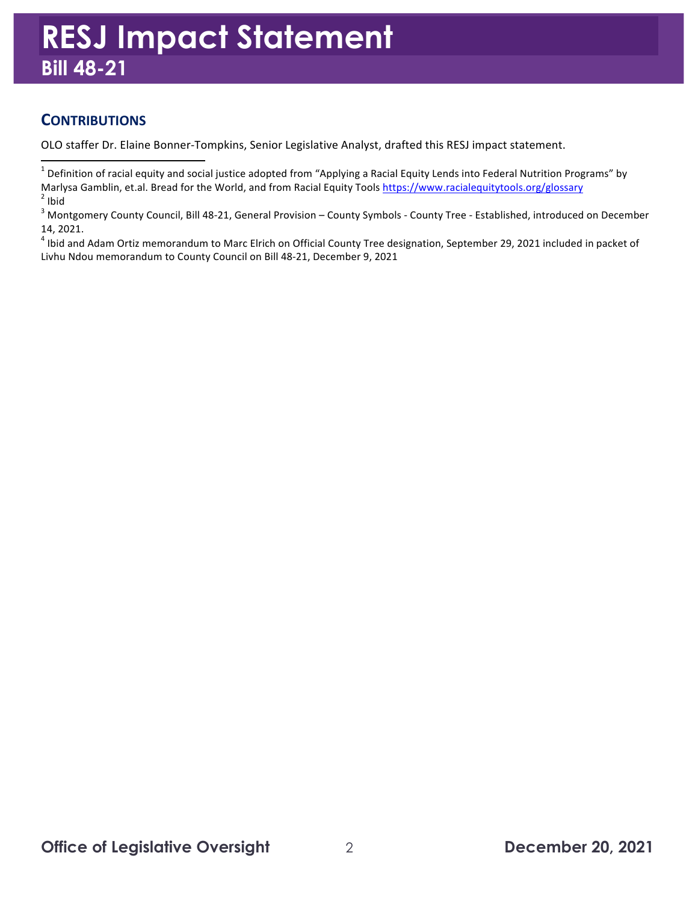## CONTRIBUTIONS

OLO staffer Dr. Elaine Bonner-Tompkins, Senior Legislative Analyst, drafted this RESJ impact statement.

---

[1] Definition of racial equity and social justice adopted from "Applying a Racial Equity Lends into Federal Nutrition Programs" by Marlysa Gamblin, et.al. Bread for the World, and from Racial Equity Tools https://www.racialequitytools.org/glossary

[2] Ibid

[3] Montgomery County Council, Bill 48-21, General Provision – County Symbols - County Tree - Established, introduced on December 14, 2021.

[4] Ibid and Adam Ortiz memorandum to Marc Elrich on Official County Tree designation, September 29, 2021 included in packet of Livhu Ndou memorandum to County Council on Bill 48-21, December 9, 2021